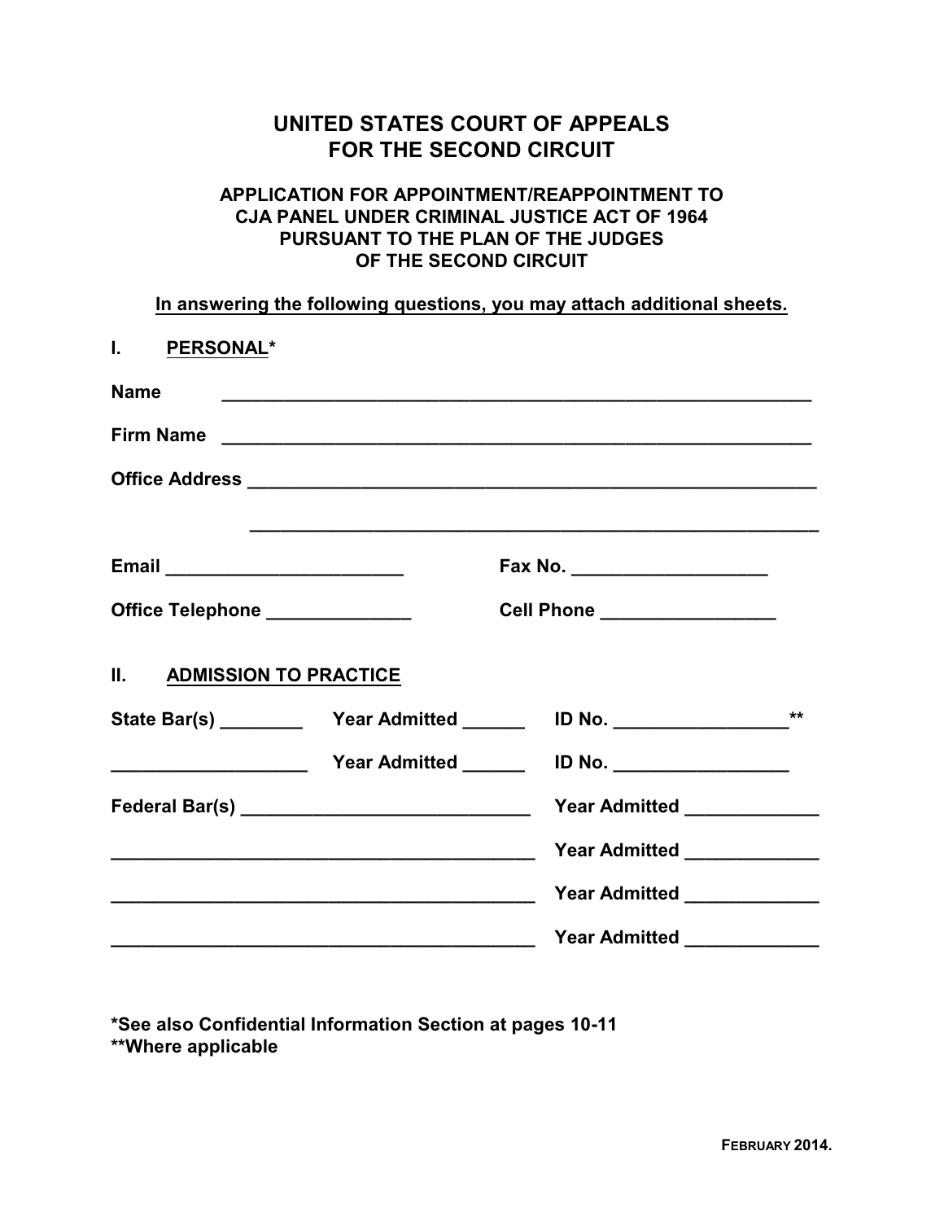# UNITED STATES COURT OF APPEALS
# FOR THE SECOND CIRCUIT

## APPLICATION FOR APPOINTMENT/REAPPOINTMENT TO CJA PANEL UNDER CRIMINAL JUSTICE ACT OF 1964 PURSUANT TO THE PLAN OF THE JUDGES OF THE SECOND CIRCUIT

**In answering the following questions, you may attach additional sheets.**

## I. PERSONAL*

**Name** ____________________________________________________________

**Firm Name** ____________________________________________________________

**Office Address** ____________________________________________________________

____________________________________________________________

**Email** ________________________ **Fax No.** ___________________

**Office Telephone** ______________ **Cell Phone** _________________

## II. ADMISSION TO PRACTICE

**State Bar(s)** ________ **Year Admitted** ______ **ID No.** _________________**

___________________ **Year Admitted** ______ **ID No.** _________________

**Federal Bar(s)** ____________________________ **Year Admitted** _____________

__________________________________________ **Year Admitted** _____________

__________________________________________ **Year Admitted** _____________

__________________________________________ **Year Admitted** _____________

**\*See also Confidential Information Section at pages 10-11**
**\*\*Where applicable**

FEBRUARY 2014.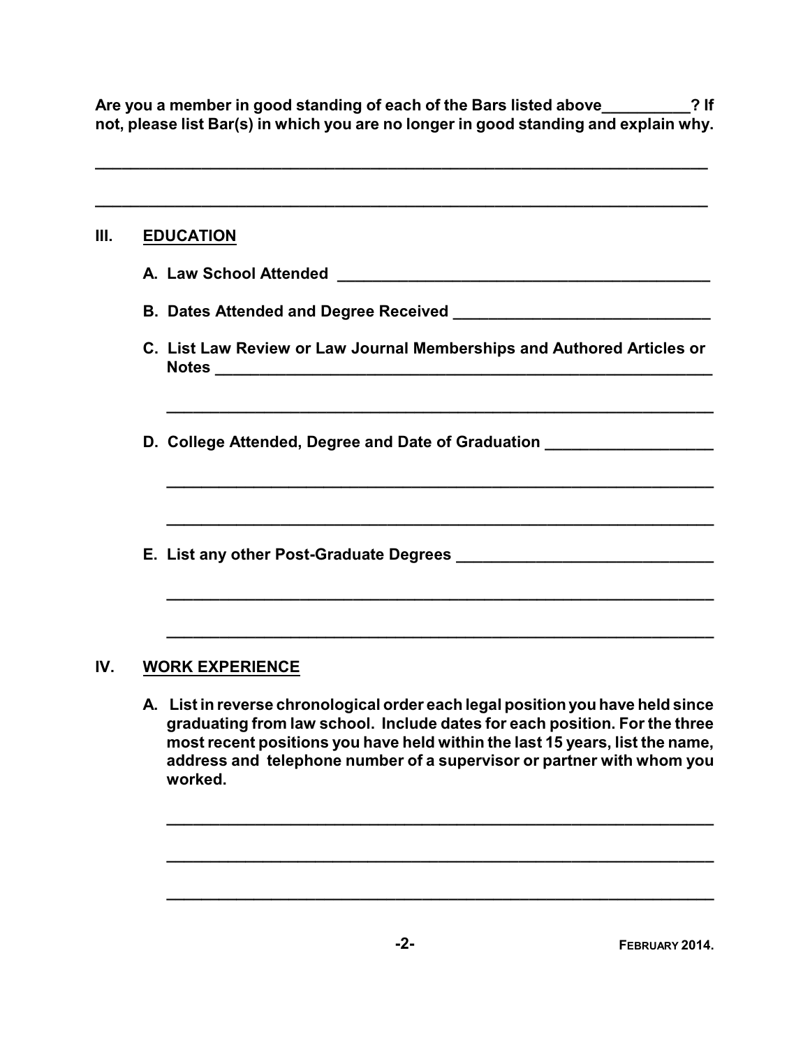**Are you a member in good standing of each of the Bars listed above__________? If not, please list Bar(s) in which you are no longer in good standing and explain why.**

___________________________________________________________________________

___________________________________________________________________________

## III. EDUCATION

**A. Law School Attended** ___________________________________________

**B. Dates Attended and Degree Received** _____________________________

**C. List Law Review or Law Journal Memberships and Authored Articles or Notes** ___________________________________________________________

_________________________________________________________________

**D. College Attended, Degree and Date of Graduation** ___________________

_________________________________________________________________

_________________________________________________________________

**E. List any other Post-Graduate Degrees** ______________________________

_________________________________________________________________

_________________________________________________________________

## IV. WORK EXPERIENCE

**A. List in reverse chronological order each legal position you have held since graduating from law school. Include dates for each position. For the three most recent positions you have held within the last 15 years, list the name, address and telephone number of a supervisor or partner with whom you worked.**

_________________________________________________________________

_________________________________________________________________

_________________________________________________________________

**February 2014.**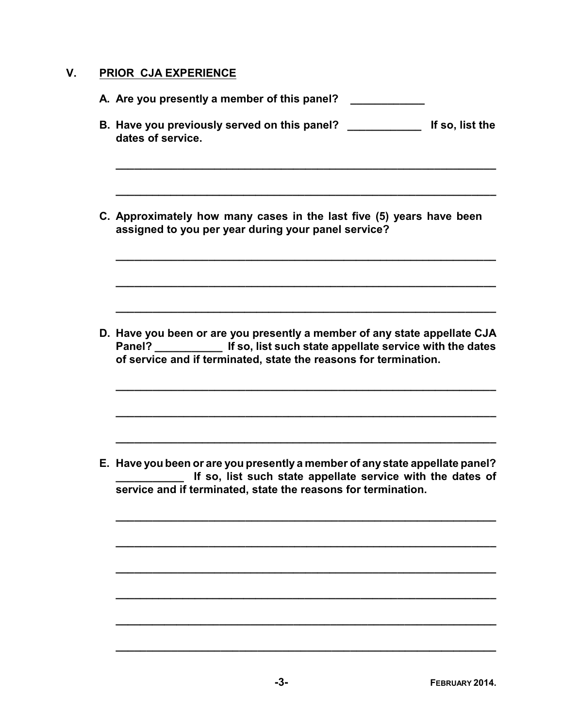## V. PRIOR CJA EXPERIENCE

**A. Are you presently a member of this panel? \_\_\_\_\_\_\_\_\_\_\_\_**

**B. Have you previously served on this panel? \_\_\_\_\_\_\_\_\_\_\_\_ If so, list the dates of service.**

\_\_\_\_\_\_\_\_\_\_\_\_\_\_\_\_\_\_\_\_\_\_\_\_\_\_\_\_\_\_\_\_\_\_\_\_\_\_\_\_\_\_\_\_\_\_\_\_\_\_\_\_\_\_\_\_\_\_\_\_

\_\_\_\_\_\_\_\_\_\_\_\_\_\_\_\_\_\_\_\_\_\_\_\_\_\_\_\_\_\_\_\_\_\_\_\_\_\_\_\_\_\_\_\_\_\_\_\_\_\_\_\_\_\_\_\_\_\_\_\_

**C. Approximately how many cases in the last five (5) years have been assigned to you per year during your panel service?**

\_\_\_\_\_\_\_\_\_\_\_\_\_\_\_\_\_\_\_\_\_\_\_\_\_\_\_\_\_\_\_\_\_\_\_\_\_\_\_\_\_\_\_\_\_\_\_\_\_\_\_\_\_\_\_\_\_\_\_\_

\_\_\_\_\_\_\_\_\_\_\_\_\_\_\_\_\_\_\_\_\_\_\_\_\_\_\_\_\_\_\_\_\_\_\_\_\_\_\_\_\_\_\_\_\_\_\_\_\_\_\_\_\_\_\_\_\_\_\_\_

\_\_\_\_\_\_\_\_\_\_\_\_\_\_\_\_\_\_\_\_\_\_\_\_\_\_\_\_\_\_\_\_\_\_\_\_\_\_\_\_\_\_\_\_\_\_\_\_\_\_\_\_\_\_\_\_\_\_\_\_

**D. Have you been or are you presently a member of any state appellate CJA Panel? \_\_\_\_\_\_\_\_\_\_\_ If so, list such state appellate service with the dates of service and if terminated, state the reasons for termination.**

\_\_\_\_\_\_\_\_\_\_\_\_\_\_\_\_\_\_\_\_\_\_\_\_\_\_\_\_\_\_\_\_\_\_\_\_\_\_\_\_\_\_\_\_\_\_\_\_\_\_\_\_\_\_\_\_\_\_\_\_

\_\_\_\_\_\_\_\_\_\_\_\_\_\_\_\_\_\_\_\_\_\_\_\_\_\_\_\_\_\_\_\_\_\_\_\_\_\_\_\_\_\_\_\_\_\_\_\_\_\_\_\_\_\_\_\_\_\_\_\_

\_\_\_\_\_\_\_\_\_\_\_\_\_\_\_\_\_\_\_\_\_\_\_\_\_\_\_\_\_\_\_\_\_\_\_\_\_\_\_\_\_\_\_\_\_\_\_\_\_\_\_\_\_\_\_\_\_\_\_\_

**E. Have you been or are you presently a member of any state appellate panel? \_\_\_\_\_\_\_\_\_\_\_ If so, list such state appellate service with the dates of service and if terminated, state the reasons for termination.**

\_\_\_\_\_\_\_\_\_\_\_\_\_\_\_\_\_\_\_\_\_\_\_\_\_\_\_\_\_\_\_\_\_\_\_\_\_\_\_\_\_\_\_\_\_\_\_\_\_\_\_\_\_\_\_\_\_\_\_\_

\_\_\_\_\_\_\_\_\_\_\_\_\_\_\_\_\_\_\_\_\_\_\_\_\_\_\_\_\_\_\_\_\_\_\_\_\_\_\_\_\_\_\_\_\_\_\_\_\_\_\_\_\_\_\_\_\_\_\_\_

\_\_\_\_\_\_\_\_\_\_\_\_\_\_\_\_\_\_\_\_\_\_\_\_\_\_\_\_\_\_\_\_\_\_\_\_\_\_\_\_\_\_\_\_\_\_\_\_\_\_\_\_\_\_\_\_\_\_\_\_

\_\_\_\_\_\_\_\_\_\_\_\_\_\_\_\_\_\_\_\_\_\_\_\_\_\_\_\_\_\_\_\_\_\_\_\_\_\_\_\_\_\_\_\_\_\_\_\_\_\_\_\_\_\_\_\_\_\_\_\_

\_\_\_\_\_\_\_\_\_\_\_\_\_\_\_\_\_\_\_\_\_\_\_\_\_\_\_\_\_\_\_\_\_\_\_\_\_\_\_\_\_\_\_\_\_\_\_\_\_\_\_\_\_\_\_\_\_\_\_\_

\_\_\_\_\_\_\_\_\_\_\_\_\_\_\_\_\_\_\_\_\_\_\_\_\_\_\_\_\_\_\_\_\_\_\_\_\_\_\_\_\_\_\_\_\_\_\_\_\_\_\_\_\_\_\_\_\_\_\_\_

FEBRUARY 2014.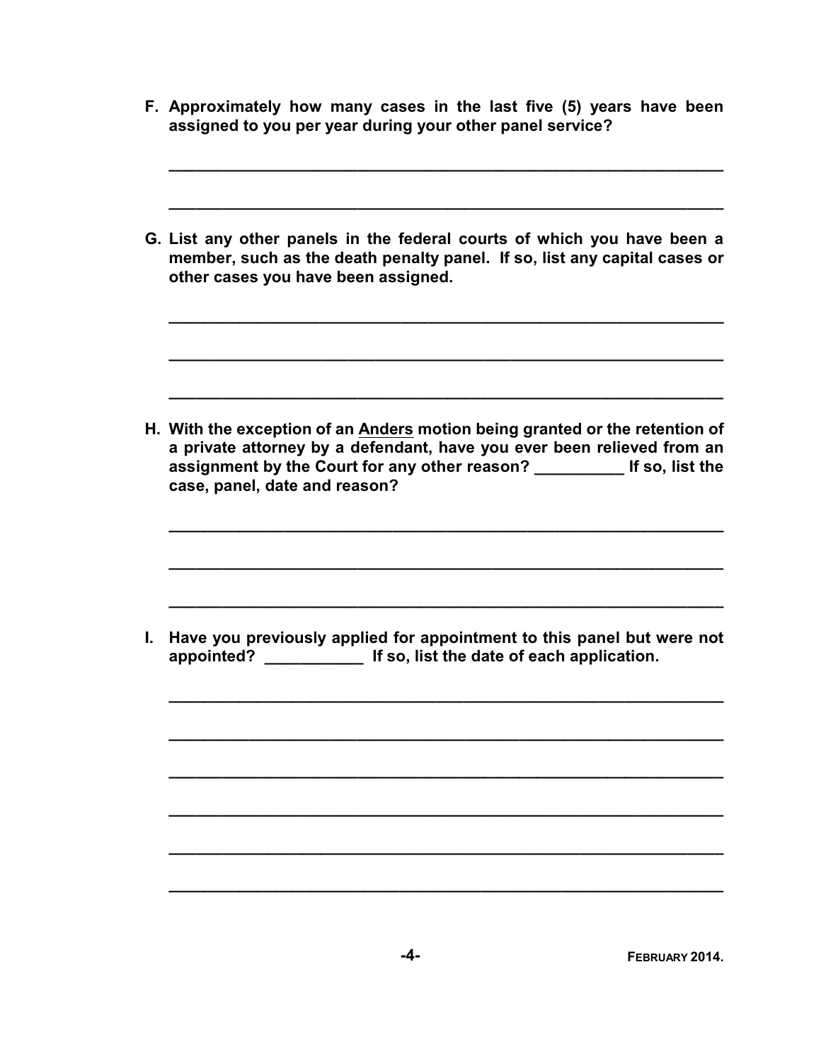**F. Approximately how many cases in the last five (5) years have been assigned to you per year during your other panel service?**

_______________________________________________________________

_______________________________________________________________

**G. List any other panels in the federal courts of which you have been a member, such as the death penalty panel. If so, list any capital cases or other cases you have been assigned.**

_______________________________________________________________

_______________________________________________________________

_______________________________________________________________

**H. With the exception of an <u>Anders</u> motion being granted or the retention of a private attorney by a defendant, have you ever been relieved from an assignment by the Court for any other reason? __________ If so, list the case, panel, date and reason?**

_______________________________________________________________

_______________________________________________________________

_______________________________________________________________

**I. Have you previously applied for appointment to this panel but were not appointed? ___________ If so, list the date of each application.**

_______________________________________________________________

_______________________________________________________________

_______________________________________________________________

_______________________________________________________________

_______________________________________________________________

_______________________________________________________________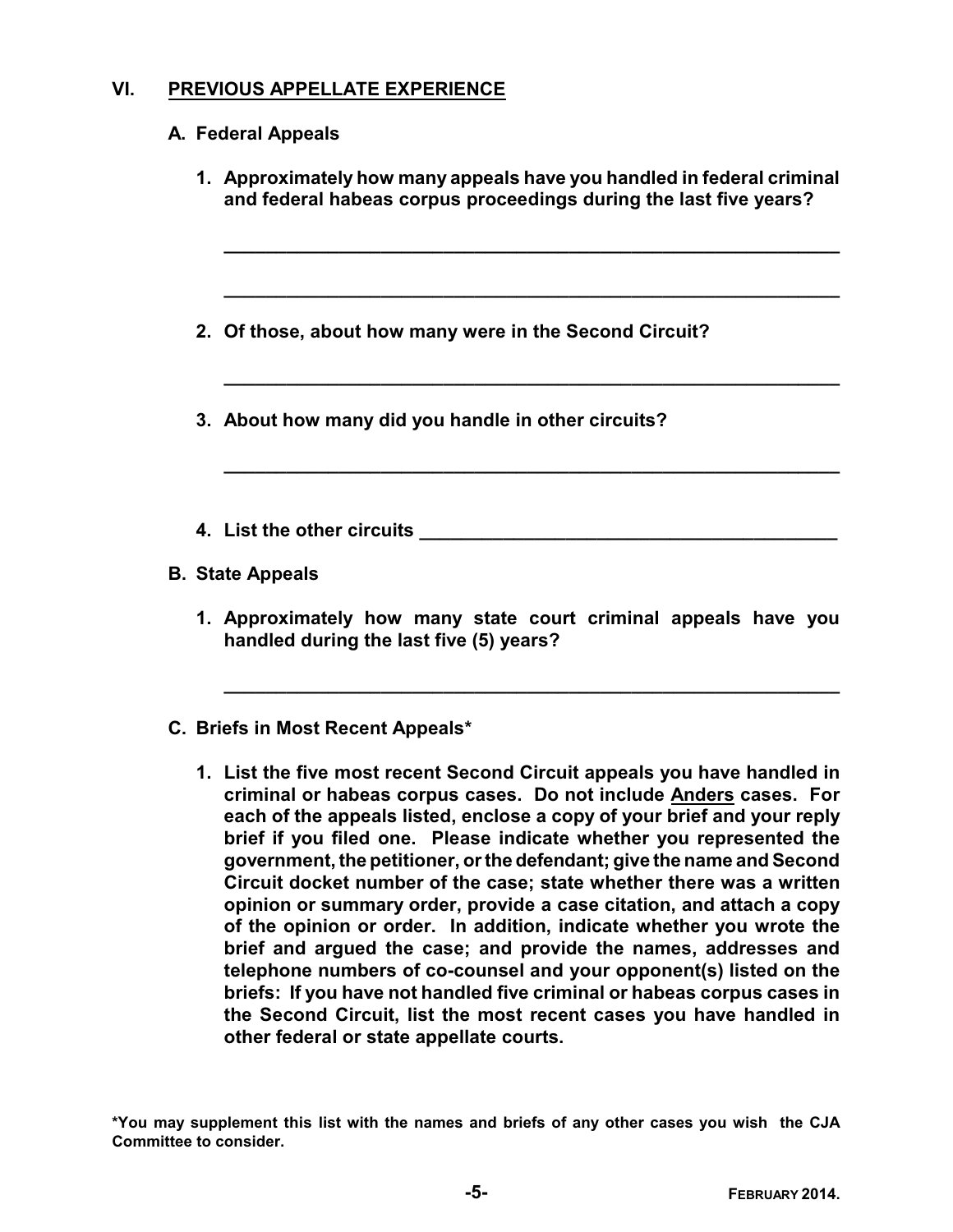## VI. PREVIOUS APPELLATE EXPERIENCE

### A. Federal Appeals

1. **Approximately how many appeals have you handled in federal criminal and federal habeas corpus proceedings during the last five years?**

   ____________________________________________________________

   ____________________________________________________________

2. **Of those, about how many were in the Second Circuit?**

   ____________________________________________________________

3. **About how many did you handle in other circuits?**

   ____________________________________________________________

4. **List the other circuits** ________________________________________

### B. State Appeals

1. **Approximately how many state court criminal appeals have you handled during the last five (5) years?**

   ____________________________________________________________

### C. Briefs in Most Recent Appeals*

1. **List the five most recent Second Circuit appeals you have handled in criminal or habeas corpus cases. Do not include Anders cases. For each of the appeals listed, enclose a copy of your brief and your reply brief if you filed one. Please indicate whether you represented the government, the petitioner, or the defendant; give the name and Second Circuit docket number of the case; state whether there was a written opinion or summary order, provide a case citation, and attach a copy of the opinion or order. In addition, indicate whether you wrote the brief and argued the case; and provide the names, addresses and telephone numbers of co-counsel and your opponent(s) listed on the briefs: If you have not handled five criminal or habeas corpus cases in the Second Circuit, list the most recent cases you have handled in other federal or state appellate courts.**

**\*You may supplement this list with the names and briefs of any other cases you wish the CJA Committee to consider.**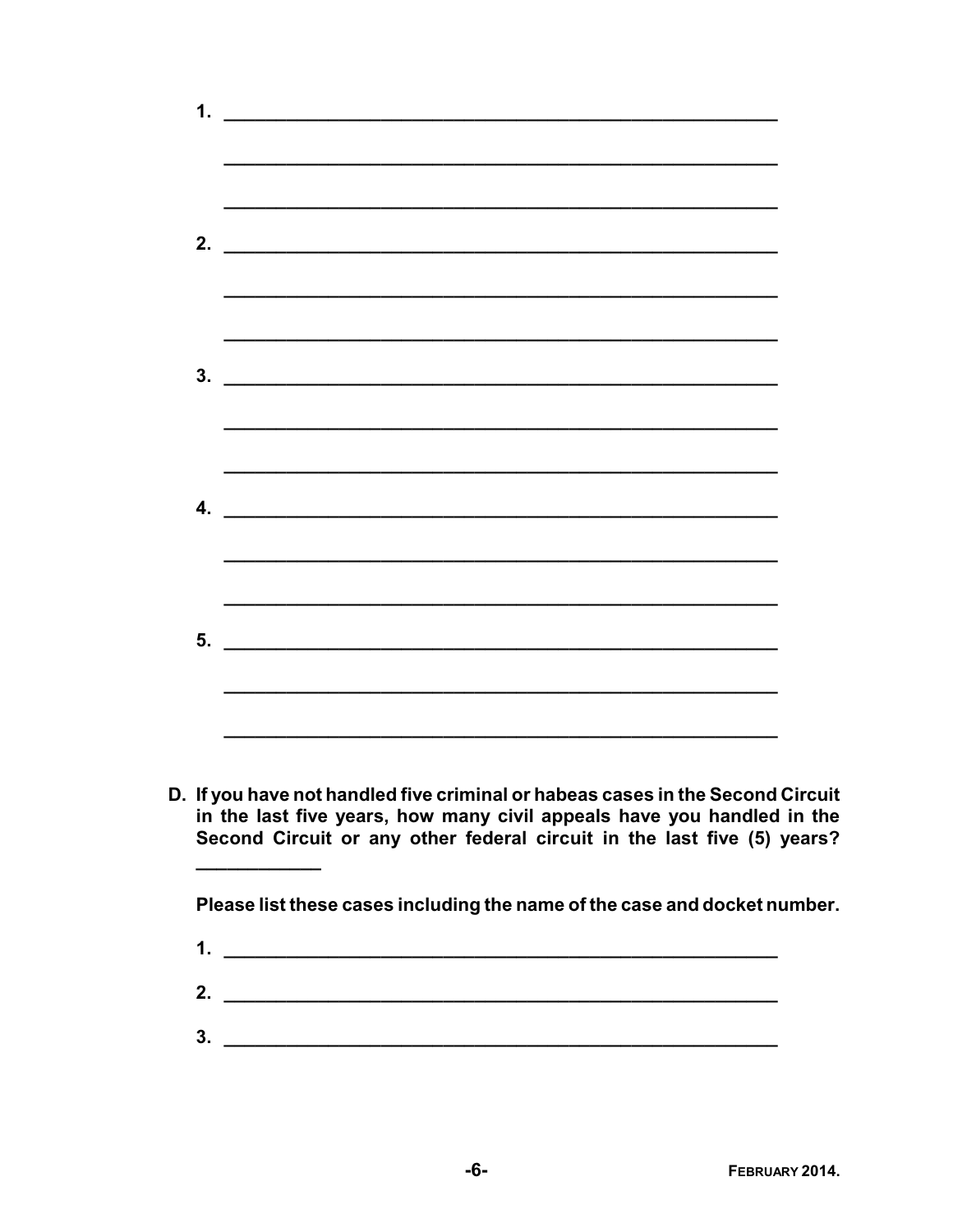1. \_\_\_\_\_\_\_\_\_\_\_\_\_\_\_\_\_\_\_\_\_\_\_\_\_\_\_\_\_\_\_\_\_\_\_\_\_\_\_\_\_\_\_\_\_\_\_\_\_\_\_\_

   \_\_\_\_\_\_\_\_\_\_\_\_\_\_\_\_\_\_\_\_\_\_\_\_\_\_\_\_\_\_\_\_\_\_\_\_\_\_\_\_\_\_\_\_\_\_\_\_\_\_\_\_

   \_\_\_\_\_\_\_\_\_\_\_\_\_\_\_\_\_\_\_\_\_\_\_\_\_\_\_\_\_\_\_\_\_\_\_\_\_\_\_\_\_\_\_\_\_\_\_\_\_\_\_\_

2. \_\_\_\_\_\_\_\_\_\_\_\_\_\_\_\_\_\_\_\_\_\_\_\_\_\_\_\_\_\_\_\_\_\_\_\_\_\_\_\_\_\_\_\_\_\_\_\_\_\_\_\_

   \_\_\_\_\_\_\_\_\_\_\_\_\_\_\_\_\_\_\_\_\_\_\_\_\_\_\_\_\_\_\_\_\_\_\_\_\_\_\_\_\_\_\_\_\_\_\_\_\_\_\_\_

   \_\_\_\_\_\_\_\_\_\_\_\_\_\_\_\_\_\_\_\_\_\_\_\_\_\_\_\_\_\_\_\_\_\_\_\_\_\_\_\_\_\_\_\_\_\_\_\_\_\_\_\_

3. \_\_\_\_\_\_\_\_\_\_\_\_\_\_\_\_\_\_\_\_\_\_\_\_\_\_\_\_\_\_\_\_\_\_\_\_\_\_\_\_\_\_\_\_\_\_\_\_\_\_\_\_

   \_\_\_\_\_\_\_\_\_\_\_\_\_\_\_\_\_\_\_\_\_\_\_\_\_\_\_\_\_\_\_\_\_\_\_\_\_\_\_\_\_\_\_\_\_\_\_\_\_\_\_\_

   \_\_\_\_\_\_\_\_\_\_\_\_\_\_\_\_\_\_\_\_\_\_\_\_\_\_\_\_\_\_\_\_\_\_\_\_\_\_\_\_\_\_\_\_\_\_\_\_\_\_\_\_

4. \_\_\_\_\_\_\_\_\_\_\_\_\_\_\_\_\_\_\_\_\_\_\_\_\_\_\_\_\_\_\_\_\_\_\_\_\_\_\_\_\_\_\_\_\_\_\_\_\_\_\_\_

   \_\_\_\_\_\_\_\_\_\_\_\_\_\_\_\_\_\_\_\_\_\_\_\_\_\_\_\_\_\_\_\_\_\_\_\_\_\_\_\_\_\_\_\_\_\_\_\_\_\_\_\_

   \_\_\_\_\_\_\_\_\_\_\_\_\_\_\_\_\_\_\_\_\_\_\_\_\_\_\_\_\_\_\_\_\_\_\_\_\_\_\_\_\_\_\_\_\_\_\_\_\_\_\_\_

5. \_\_\_\_\_\_\_\_\_\_\_\_\_\_\_\_\_\_\_\_\_\_\_\_\_\_\_\_\_\_\_\_\_\_\_\_\_\_\_\_\_\_\_\_\_\_\_\_\_\_\_\_

   \_\_\_\_\_\_\_\_\_\_\_\_\_\_\_\_\_\_\_\_\_\_\_\_\_\_\_\_\_\_\_\_\_\_\_\_\_\_\_\_\_\_\_\_\_\_\_\_\_\_\_\_

   \_\_\_\_\_\_\_\_\_\_\_\_\_\_\_\_\_\_\_\_\_\_\_\_\_\_\_\_\_\_\_\_\_\_\_\_\_\_\_\_\_\_\_\_\_\_\_\_\_\_\_\_

**D. If you have not handled five criminal or habeas cases in the Second Circuit in the last five years, how many civil appeals have you handled in the Second Circuit or any other federal circuit in the last five (5) years? \_\_\_\_\_\_\_\_\_\_\_\_**

**Please list these cases including the name of the case and docket number.**

1. \_\_\_\_\_\_\_\_\_\_\_\_\_\_\_\_\_\_\_\_\_\_\_\_\_\_\_\_\_\_\_\_\_\_\_\_\_\_\_\_\_\_\_\_\_\_\_\_\_\_\_\_
2. \_\_\_\_\_\_\_\_\_\_\_\_\_\_\_\_\_\_\_\_\_\_\_\_\_\_\_\_\_\_\_\_\_\_\_\_\_\_\_\_\_\_\_\_\_\_\_\_\_\_\_\_
3. \_\_\_\_\_\_\_\_\_\_\_\_\_\_\_\_\_\_\_\_\_\_\_\_\_\_\_\_\_\_\_\_\_\_\_\_\_\_\_\_\_\_\_\_\_\_\_\_\_\_\_\_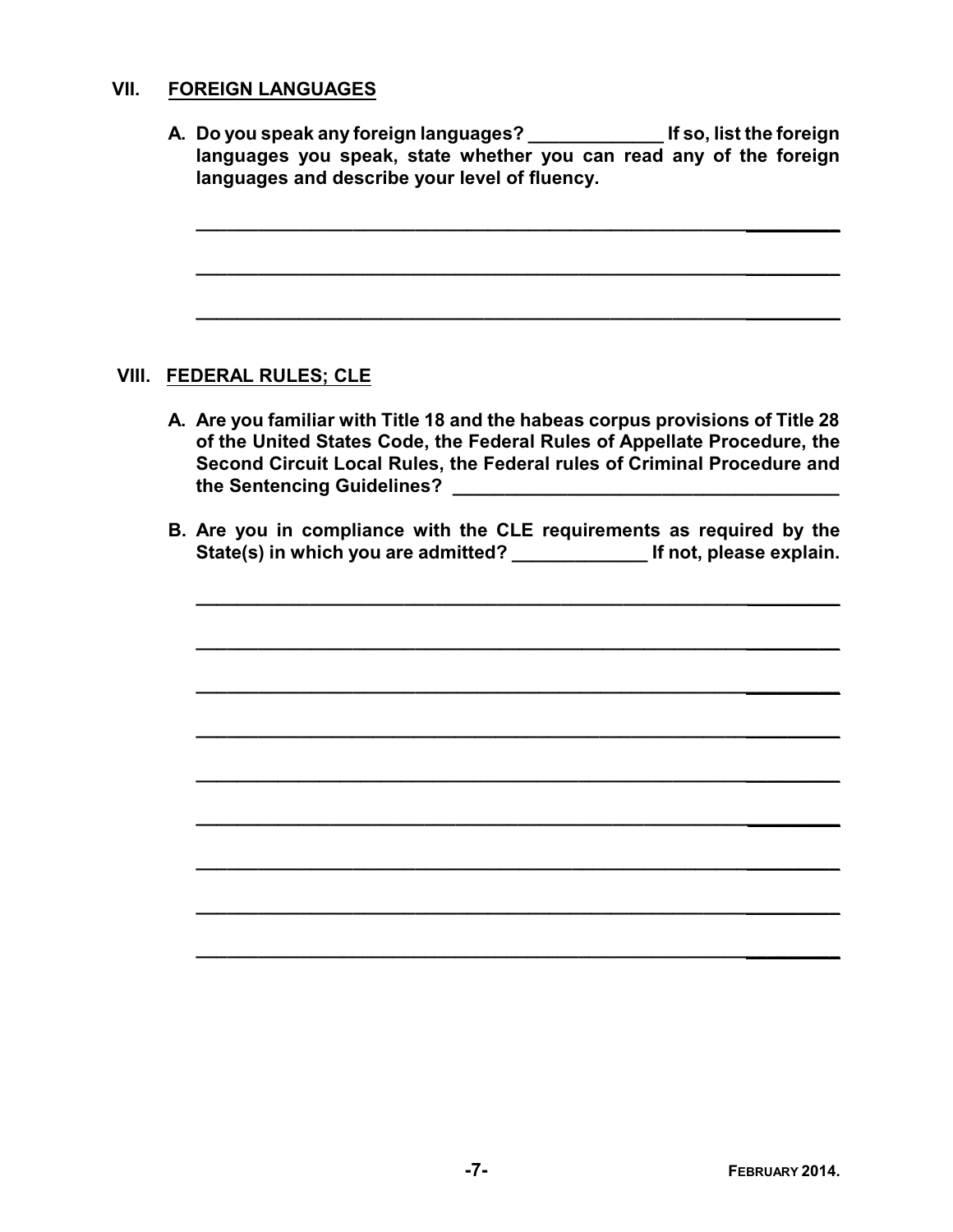## VII. FOREIGN LANGUAGES

**A. Do you speak any foreign languages? _____________ If so, list the foreign languages you speak, state whether you can read any of the foreign languages and describe your level of fluency.**

_________________________________________________________________

_________________________________________________________________

_________________________________________________________________

## VIII. FEDERAL RULES; CLE

**A. Are you familiar with Title 18 and the habeas corpus provisions of Title 28 of the United States Code, the Federal Rules of Appellate Procedure, the Second Circuit Local Rules, the Federal rules of Criminal Procedure and the Sentencing Guidelines? _____________________________________**

**B. Are you in compliance with the CLE requirements as required by the State(s) in which you are admitted? _____________ If not, please explain.**

_________________________________________________________________

_________________________________________________________________

_________________________________________________________________

_________________________________________________________________

_________________________________________________________________

_________________________________________________________________

_________________________________________________________________

_________________________________________________________________

_________________________________________________________________

FEBRUARY 2014.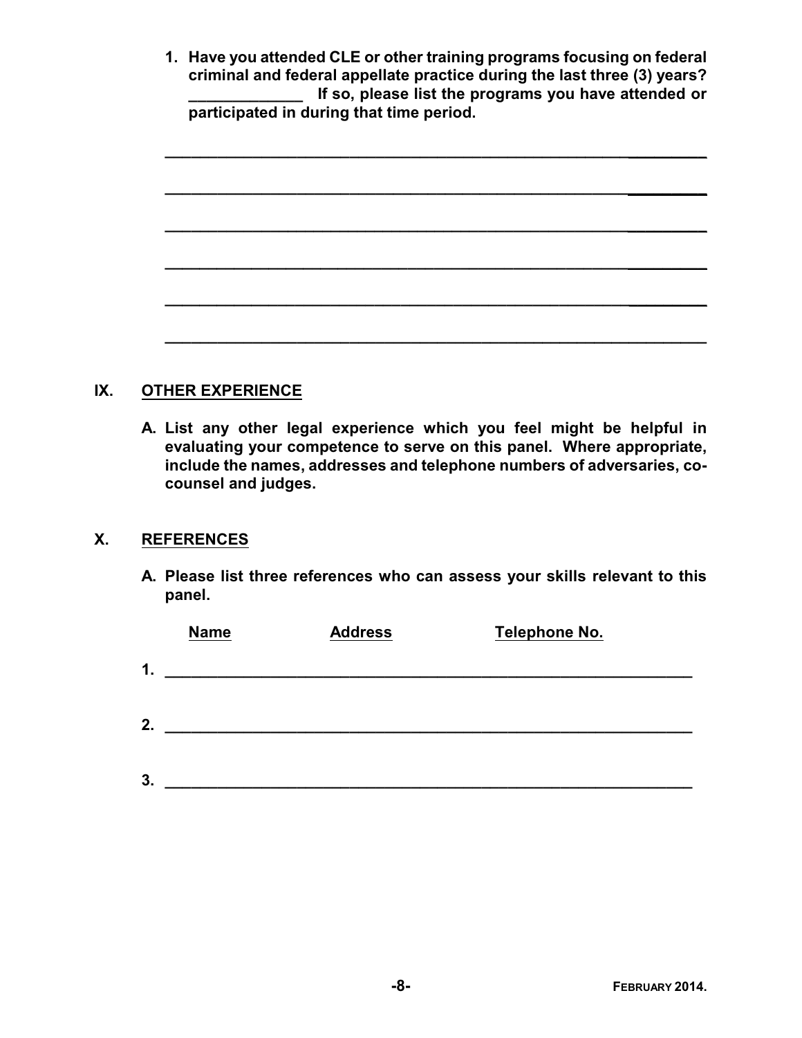1. **Have you attended CLE or other training programs focusing on federal criminal and federal appellate practice during the last three (3) years? _____________ If so, please list the programs you have attended or participated in during that time period.**

______________________________________________________________

______________________________________________________________

______________________________________________________________

______________________________________________________________

______________________________________________________________

______________________________________________________________

## IX. OTHER EXPERIENCE

A. **List any other legal experience which you feel might be helpful in evaluating your competence to serve on this panel. Where appropriate, include the names, addresses and telephone numbers of adversaries, co-counsel and judges.**

## X. REFERENCES

A. **Please list three references who can assess your skills relevant to this panel.**

| | Name | Address | Telephone No. |
|---|---|---|---|
| 1. | | | |
| 2. | | | |
| 3. | | | |

FEBRUARY 2014.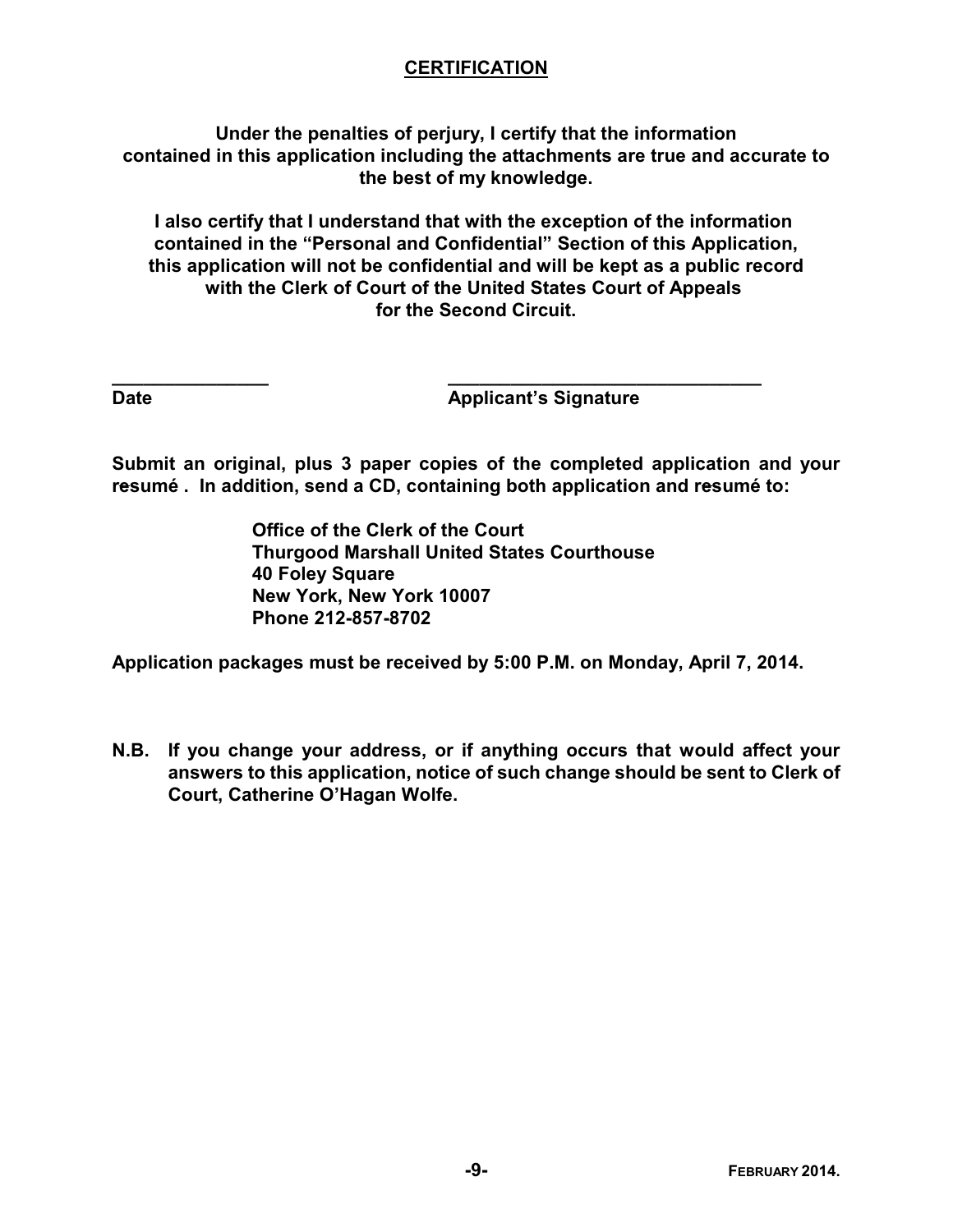## CERTIFICATION

**Under the penalties of perjury, I certify that the information contained in this application including the attachments are true and accurate to the best of my knowledge.**

**I also certify that I understand that with the exception of the information contained in the "Personal and Confidential" Section of this Application, this application will not be confidential and will be kept as a public record with the Clerk of Court of the United States Court of Appeals for the Second Circuit.**

| _______________ | _______________________________ |
|---|---|
| **Date** | **Applicant's Signature** |

**Submit an original, plus 3 paper copies of the completed application and your resumé . In addition, send a CD, containing both application and resumé to:**

> **Office of the Clerk of the Court**
> **Thurgood Marshall United States Courthouse**
> **40 Foley Square**
> **New York, New York 10007**
> **Phone 212-857-8702**

**Application packages must be received by 5:00 P.M. on Monday, April 7, 2014.**

**N.B. If you change your address, or if anything occurs that would affect your answers to this application, notice of such change should be sent to Clerk of Court, Catherine O'Hagan Wolfe.**

**FEBRUARY 2014.**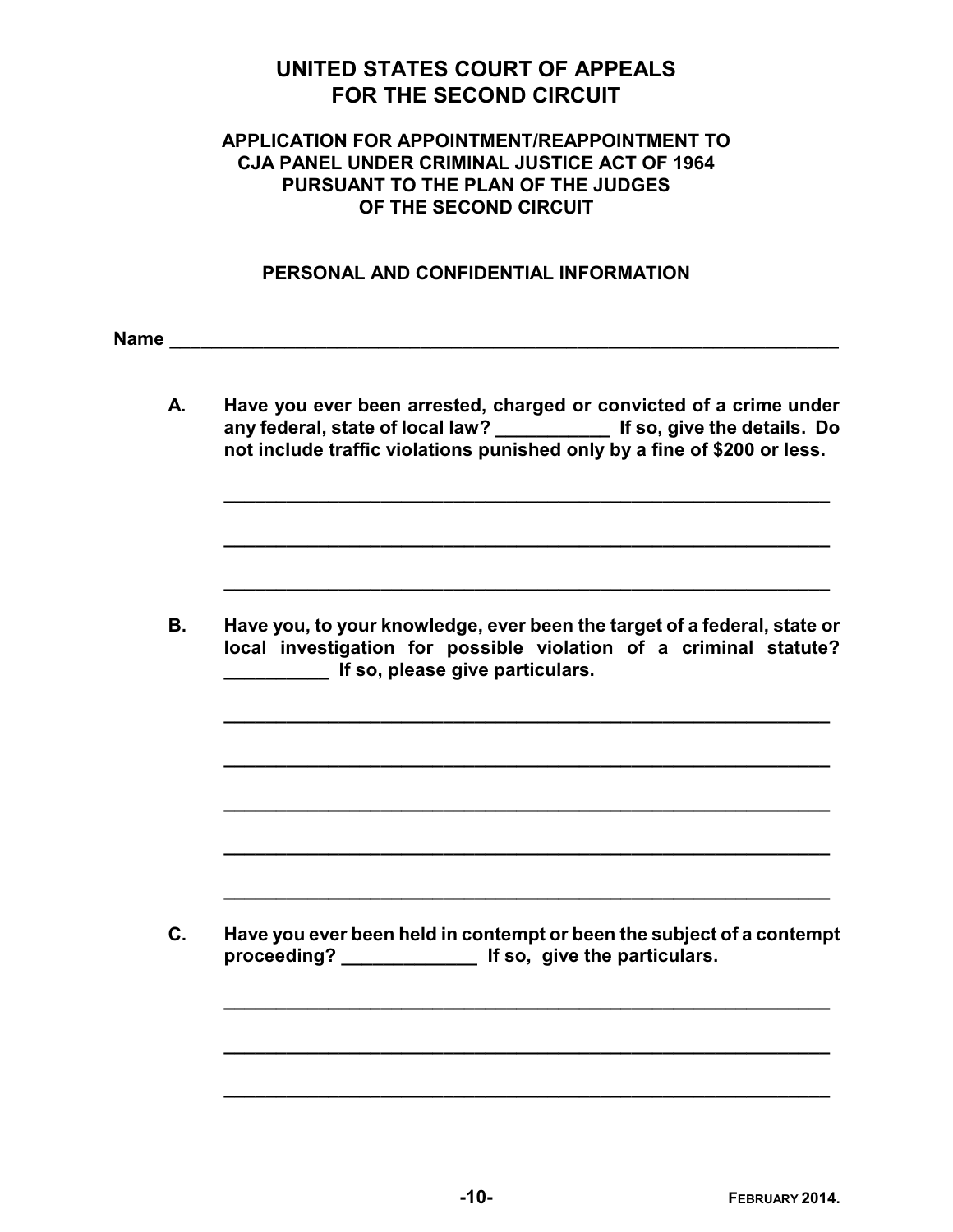# UNITED STATES COURT OF APPEALS FOR THE SECOND CIRCUIT

## APPLICATION FOR APPOINTMENT/REAPPOINTMENT TO CJA PANEL UNDER CRIMINAL JUSTICE ACT OF 1964 PURSUANT TO THE PLAN OF THE JUDGES OF THE SECOND CIRCUIT

### PERSONAL AND CONFIDENTIAL INFORMATION

**Name** ____________________________________________________________

**A. Have you ever been arrested, charged or convicted of a crime under any federal, state of local law? ___________ If so, give the details. Do not include traffic violations punished only by a fine of $200 or less.**

____________________________________________________________

____________________________________________________________

____________________________________________________________

**B. Have you, to your knowledge, ever been the target of a federal, state or local investigation for possible violation of a criminal statute? __________ If so, please give particulars.**

____________________________________________________________

____________________________________________________________

____________________________________________________________

____________________________________________________________

____________________________________________________________

**C. Have you ever been held in contempt or been the subject of a contempt proceeding? _____________ If so, give the particulars.**

____________________________________________________________

____________________________________________________________

____________________________________________________________

**FEBRUARY 2014.**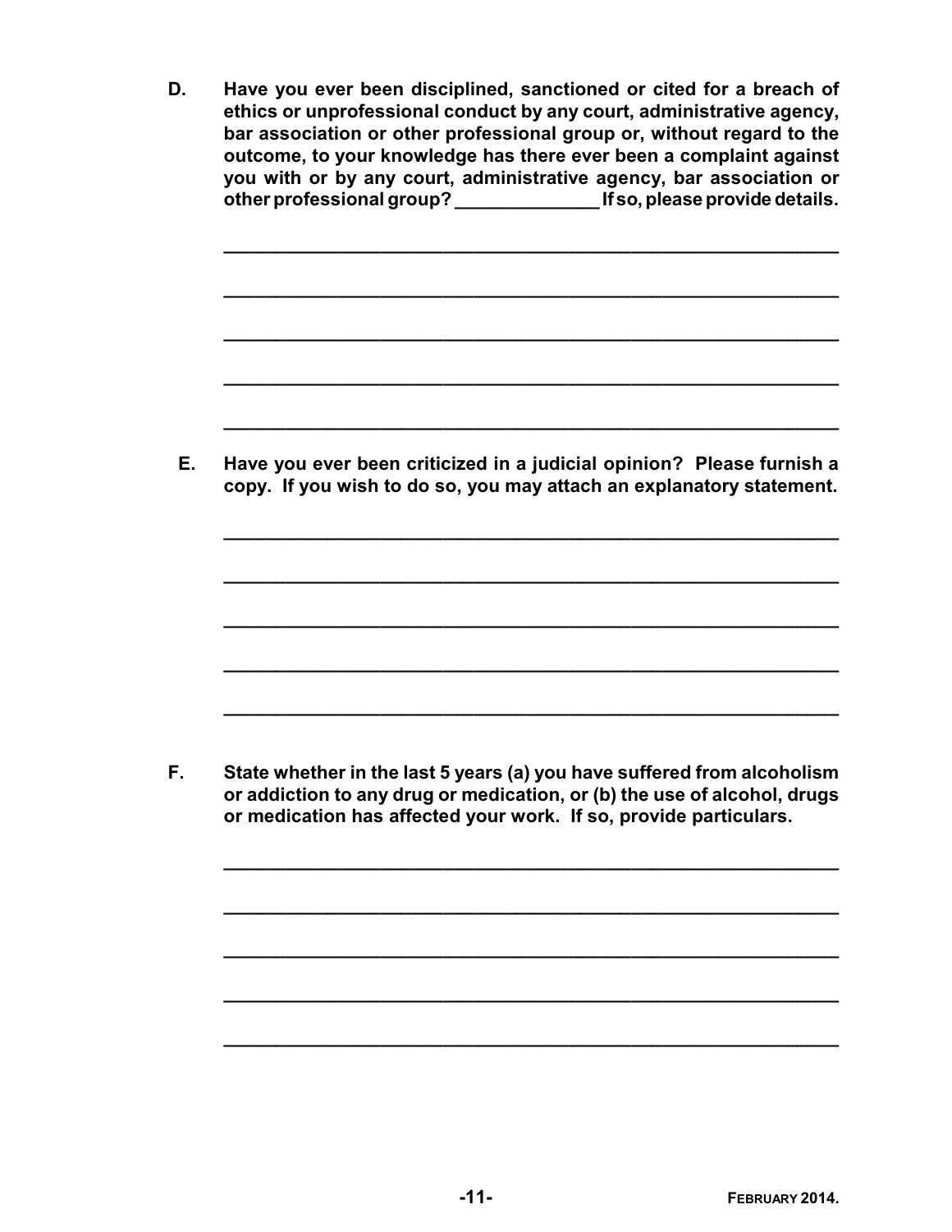**D. Have you ever been disciplined, sanctioned or cited for a breach of ethics or unprofessional conduct by any court, administrative agency, bar association or other professional group or, without regard to the outcome, to your knowledge has there ever been a complaint against you with or by any court, administrative agency, bar association or other professional group? ______________ If so, please provide details.**

___________________________________________________________

___________________________________________________________

___________________________________________________________

___________________________________________________________

___________________________________________________________

**E. Have you ever been criticized in a judicial opinion? Please furnish a copy. If you wish to do so, you may attach an explanatory statement.**

___________________________________________________________

___________________________________________________________

___________________________________________________________

___________________________________________________________

___________________________________________________________

**F. State whether in the last 5 years (a) you have suffered from alcoholism or addiction to any drug or medication, or (b) the use of alcohol, drugs or medication has affected your work. If so, provide particulars.**

___________________________________________________________

___________________________________________________________

___________________________________________________________

___________________________________________________________

___________________________________________________________